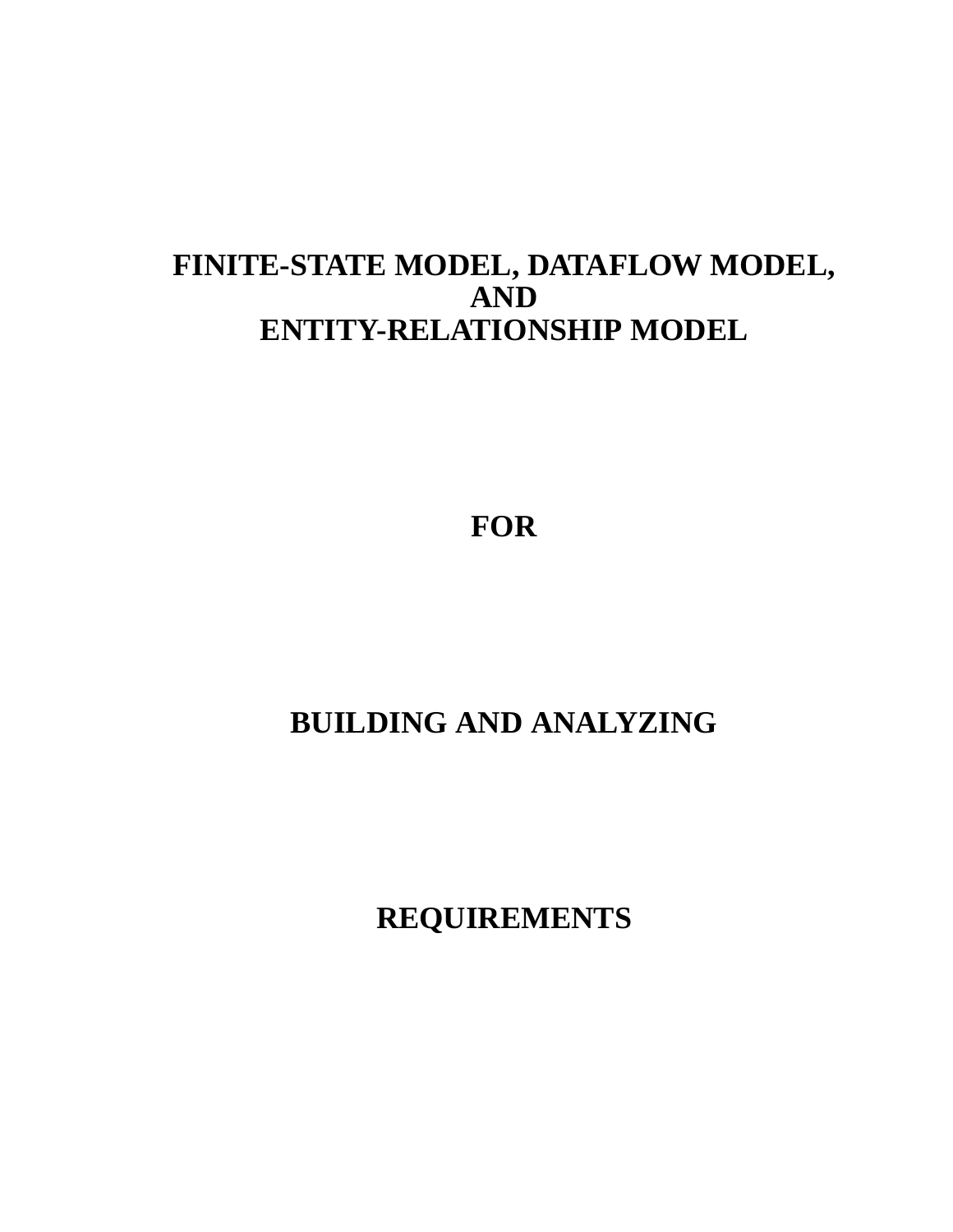# FINITE-STATE MODEL, DATAFLOW MODEL, AND ENTITY-RELATIONSHIP MODEL

# FOR

# BUILDING AND ANALYZING

# REQUIREMENTS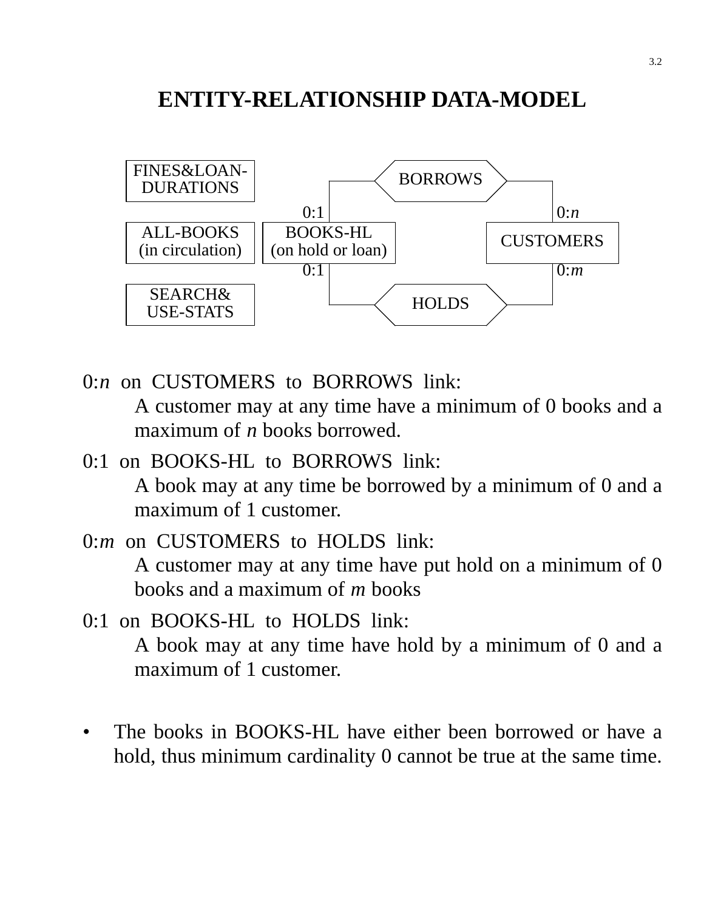# ENTITY-RELATIONSHIP DATA-MODEL

| FINES&LOAN-DURATIONS | | | | |
|---|---|---|---|---|
| | | 0:1 — BORROWS — 0:$n$ | | |
| ALL-BOOKS (in circulation) | BOOKS-HL (on hold or loan) | | CUSTOMERS | |
| | | 0:1 — HOLDS — 0:$m$ | | |
| SEARCH& USE-STATS | | | | |

0:$n$ on CUSTOMERS to BORROWS link:
: A customer may at any time have a minimum of 0 books and a maximum of $n$ books borrowed.

0:1 on BOOKS-HL to BORROWS link:
: A book may at any time be borrowed by a minimum of 0 and a maximum of 1 customer.

0:$m$ on CUSTOMERS to HOLDS link:
: A customer may at any time have put hold on a minimum of 0 books and a maximum of $m$ books

0:1 on BOOKS-HL to HOLDS link:
: A book may at any time have hold by a minimum of 0 and a maximum of 1 customer.

- The books in BOOKS-HL have either been borrowed or have a hold, thus minimum cardinality 0 cannot be true at the same time.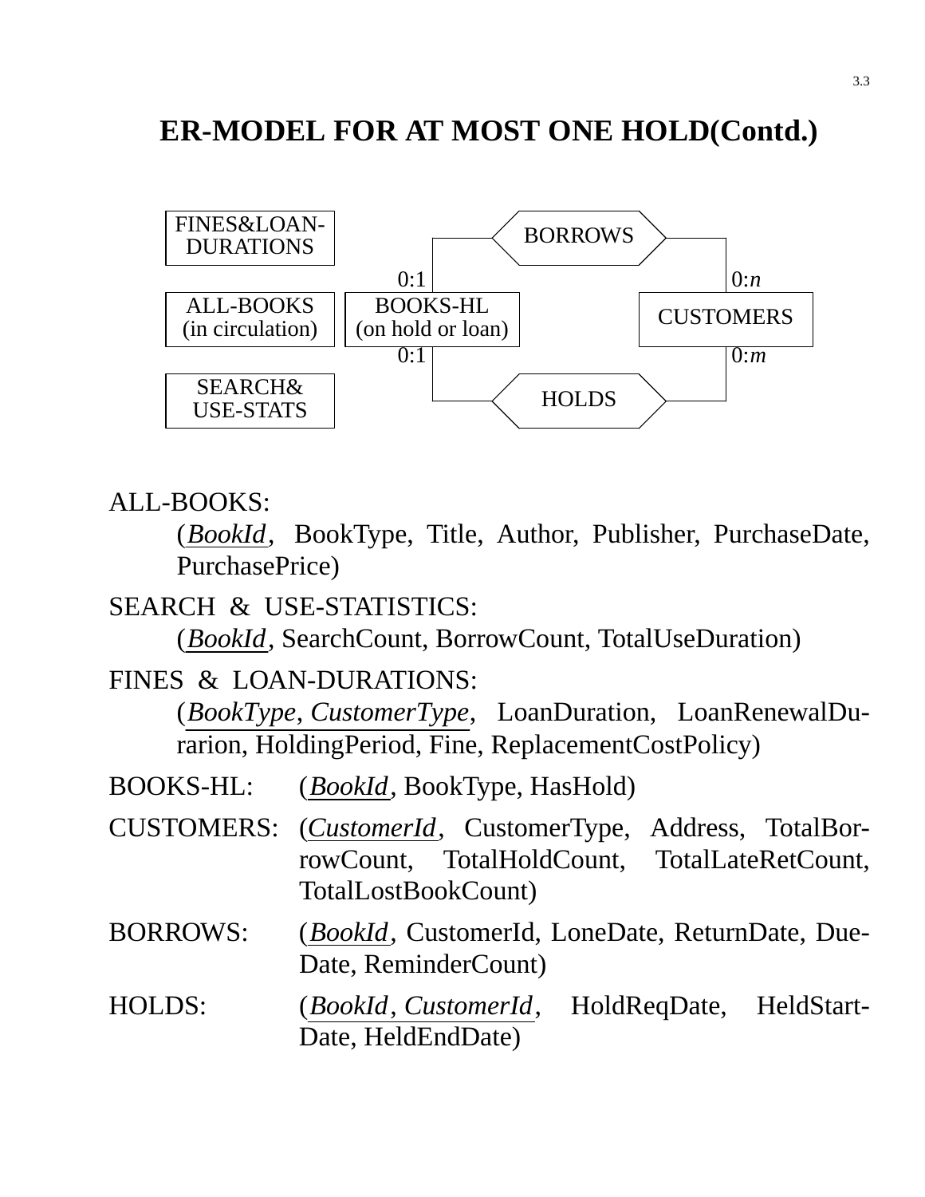# ER-MODEL FOR AT MOST ONE HOLD(Contd.)

FINES&LOAN-DURATIONS

ALL-BOOKS (in circulation)

SEARCH& USE-STATS

BOOKS-HL (on hold or loan)

CUSTOMERS

BORROWS

HOLDS

0:1

0:1

0:*n*

0:*m*

ALL-BOOKS:

(*BookId*, BookType, Title, Author, Publisher, PurchaseDate, PurchasePrice)

SEARCH & USE-STATISTICS:

(*BookId*, SearchCount, BorrowCount, TotalUseDuration)

FINES & LOAN-DURATIONS:

(*BookType*, *CustomerType*, LoanDuration, LoanRenewalDurarion, HoldingPeriod, Fine, ReplacementCostPolicy)

BOOKS-HL: (*BookId*, BookType, HasHold)

CUSTOMERS: (*CustomerId*, CustomerType, Address, TotalBorrowCount, TotalHoldCount, TotalLateRetCount, TotalLostBookCount)

BORROWS: (*BookId*, CustomerId, LoneDate, ReturnDate, DueDate, ReminderCount)

HOLDS: (*BookId*, *CustomerId*, HoldReqDate, HeldStartDate, HeldEndDate)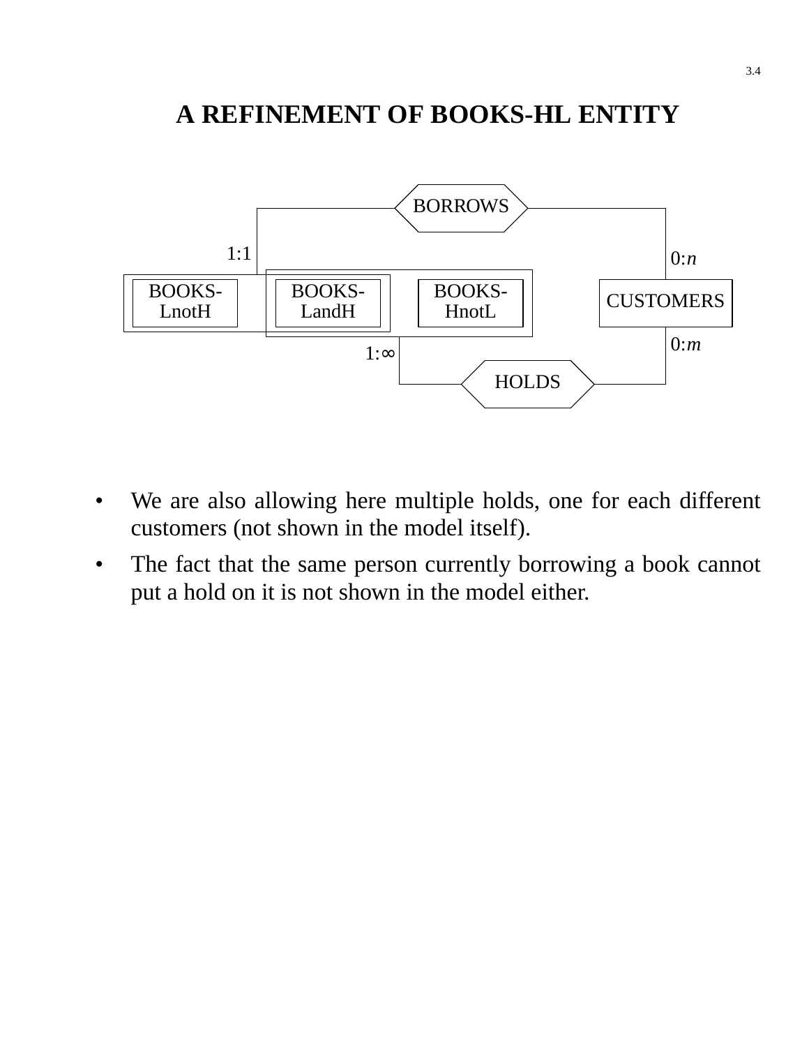# A REFINEMENT OF BOOKS-HL ENTITY

BORROWS

1:1

0:$n$

BOOKS-LnotH

BOOKS-LandH

BOOKS-HnotL

CUSTOMERS

0:$m$

1:∞

HOLDS

- We are also allowing here multiple holds, one for each different customers (not shown in the model itself).
- The fact that the same person currently borrowing a book cannot put a hold on it is not shown in the model either.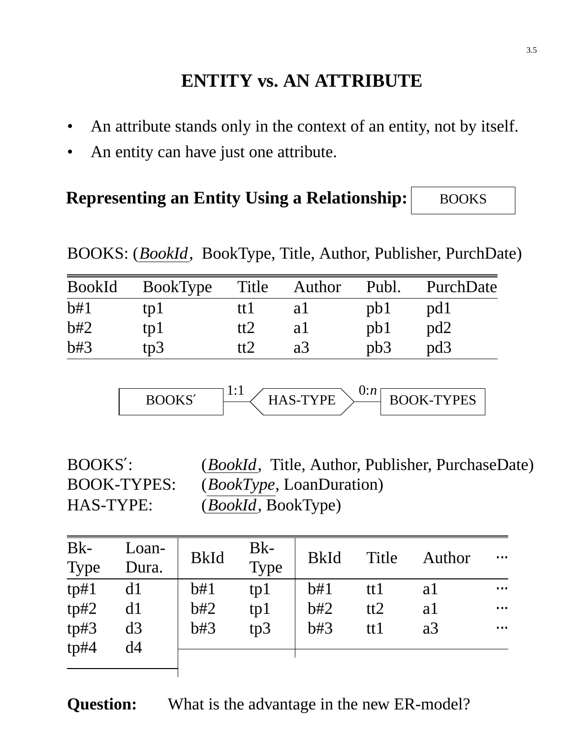# ENTITY vs. AN ATTRIBUTE

- An attribute stands only in the context of an entity, not by itself.
- An entity can have just one attribute.

**Representing an Entity Using a Relationship:** BOOKS

BOOKS: (*BookId*, BookType, Title, Author, Publisher, PurchDate)

| BookId | BookType | Title | Author | Publ. | PurchDate |
|---|---|---|---|---|---|
| b#1 | tp1 | tt1 | a1 | pb1 | pd1 |
| b#2 | tp1 | tt2 | a1 | pb1 | pd2 |
| b#3 | tp3 | tt2 | a3 | pb3 | pd3 |

BOOKS′ —1:1— HAS-TYPE —0:*n*— BOOK-TYPES

BOOKS′: (*BookId*, Title, Author, Publisher, PurchaseDate)
BOOK-TYPES: (*BookType*, LoanDuration)
HAS-TYPE: (*BookId*, BookType)

| Bk-Type | Loan-Dura. |
|---|---|
| tp#1 | d1 |
| tp#2 | d1 |
| tp#3 | d3 |
| tp#4 | d4 |

| BkId | Bk-Type |
|---|---|
| b#1 | tp1 |
| b#2 | tp1 |
| b#3 | tp3 |

| BkId | Title | Author | ··· |
|---|---|---|---|
| b#1 | tt1 | a1 | ··· |
| b#2 | tt2 | a1 | ··· |
| b#3 | tt1 | a3 | ··· |

**Question:** What is the advantage in the new ER-model?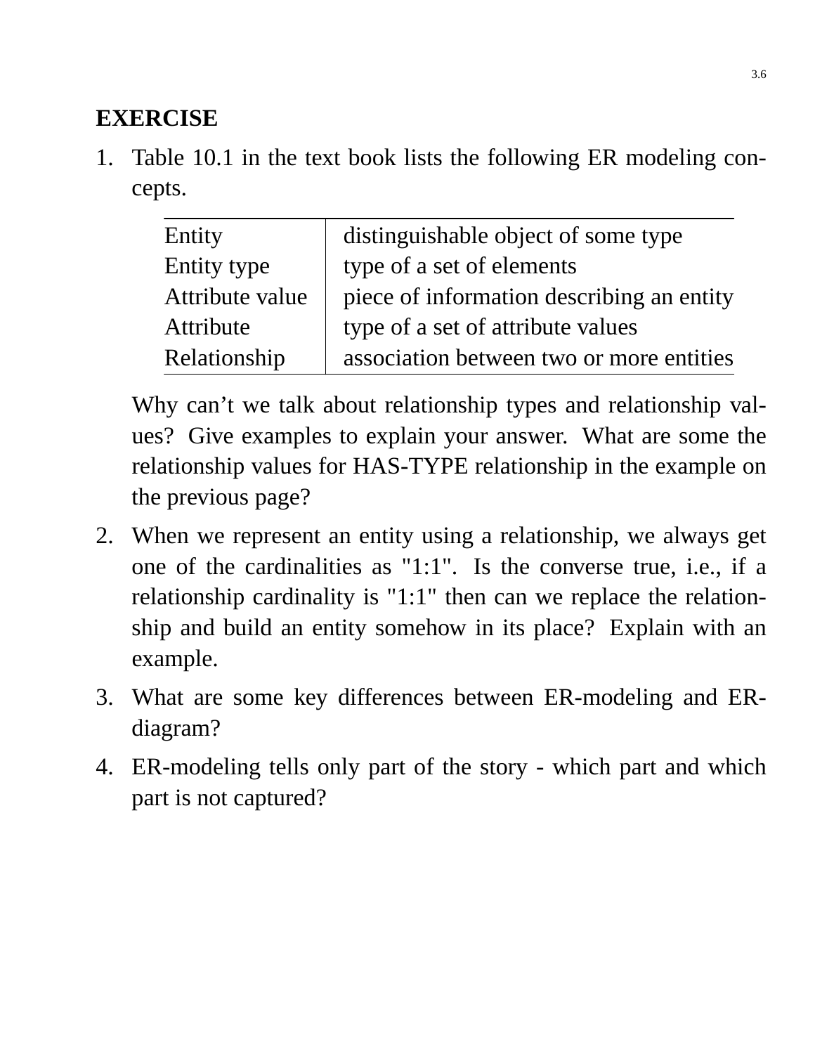## EXERCISE

1. Table 10.1 in the text book lists the following ER modeling concepts.

   | Entity | distinguishable object of some type |
   |---|---|
   | Entity type | type of a set of elements |
   | Attribute value | piece of information describing an entity |
   | Attribute | type of a set of attribute values |
   | Relationship | association between two or more entities |

   Why can't we talk about relationship types and relationship values? Give examples to explain your answer. What are some the relationship values for HAS-TYPE relationship in the example on the previous page?

2. When we represent an entity using a relationship, we always get one of the cardinalities as "1:1". Is the converse true, i.e., if a relationship cardinality is "1:1" then can we replace the relationship and build an entity somehow in its place? Explain with an example.

3. What are some key differences between ER-modeling and ER-diagram?

4. ER-modeling tells only part of the story - which part and which part is not captured?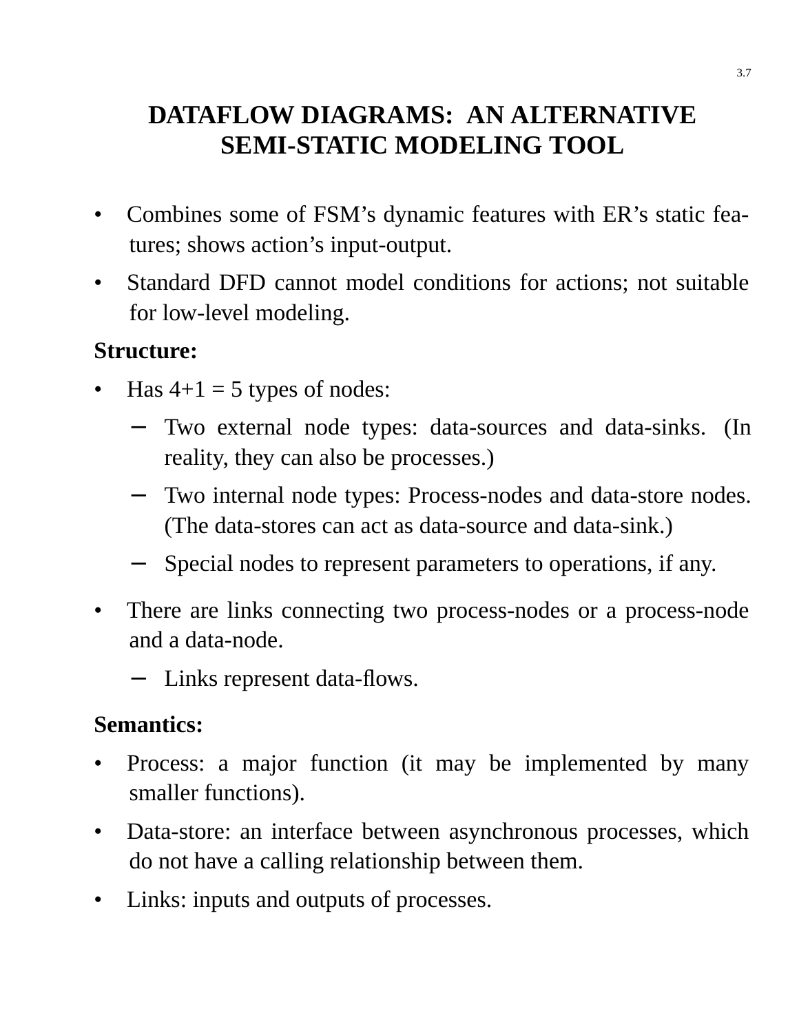# DATAFLOW DIAGRAMS: AN ALTERNATIVE SEMI-STATIC MODELING TOOL

- Combines some of FSM's dynamic features with ER's static features; shows action's input-output.
- Standard DFD cannot model conditions for actions; not suitable for low-level modeling.

**Structure:**

- Has 4+1 = 5 types of nodes:
  - Two external node types: data-sources and data-sinks. (In reality, they can also be processes.)
  - Two internal node types: Process-nodes and data-store nodes. (The data-stores can act as data-source and data-sink.)
  - Special nodes to represent parameters to operations, if any.
- There are links connecting two process-nodes or a process-node and a data-node.
  - Links represent data-flows.

**Semantics:**

- Process: a major function (it may be implemented by many smaller functions).
- Data-store: an interface between asynchronous processes, which do not have a calling relationship between them.
- Links: inputs and outputs of processes.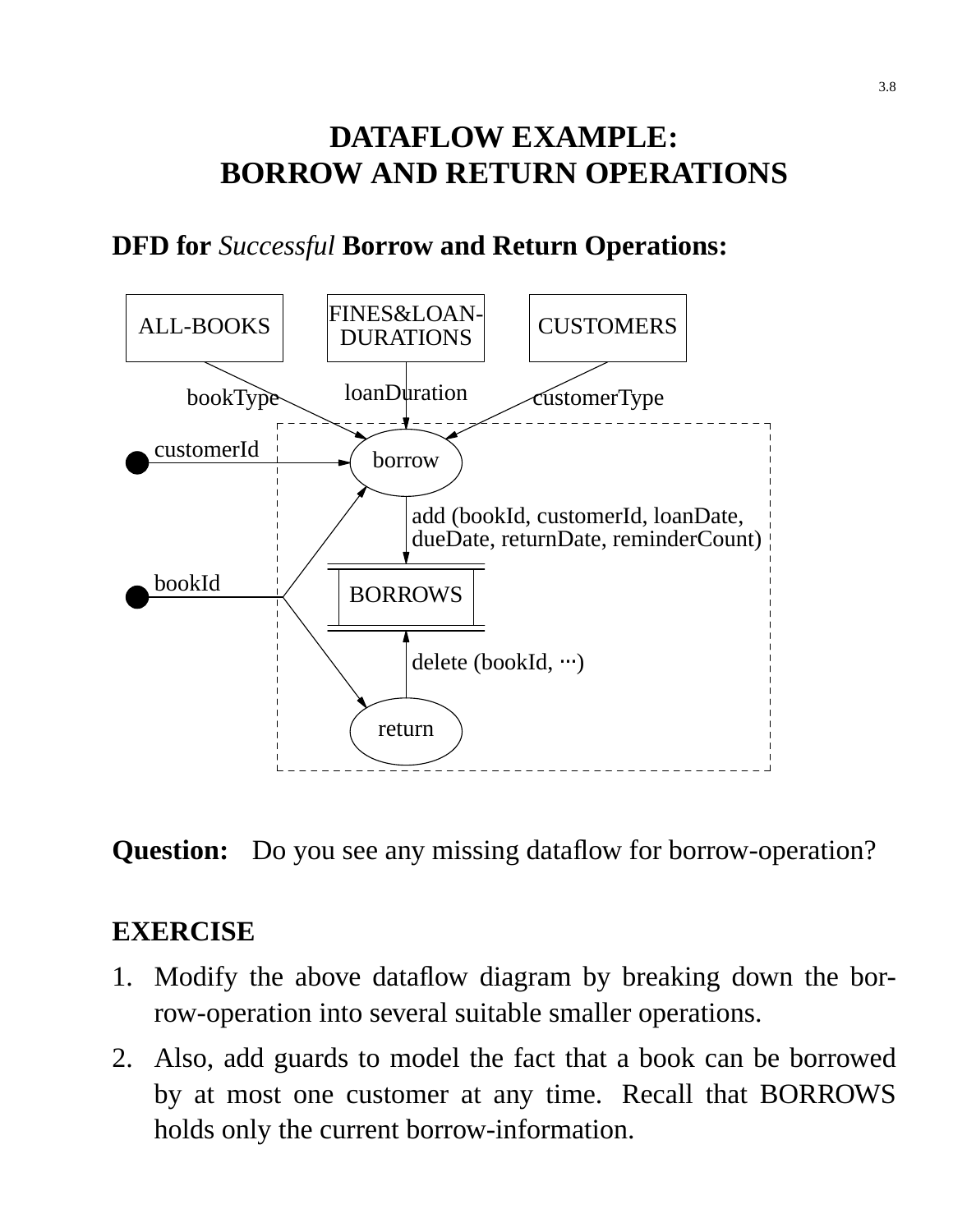# DATAFLOW EXAMPLE:
# BORROW AND RETURN OPERATIONS

**DFD for *Successful* Borrow and Return Operations:**

ALL-BOOKS

FINES&LOAN-DURATIONS

CUSTOMERS

bookType

loanDuration

customerType

customerId

borrow

add (bookId, customerId, loanDate, dueDate, returnDate, reminderCount)

bookId

BORROWS

delete (bookId, ···)

return

**Question:** Do you see any missing dataflow for borrow-operation?

**EXERCISE**

1. Modify the above dataflow diagram by breaking down the borrow-operation into several suitable smaller operations.
2. Also, add guards to model the fact that a book can be borrowed by at most one customer at any time. Recall that BORROWS holds only the current borrow-information.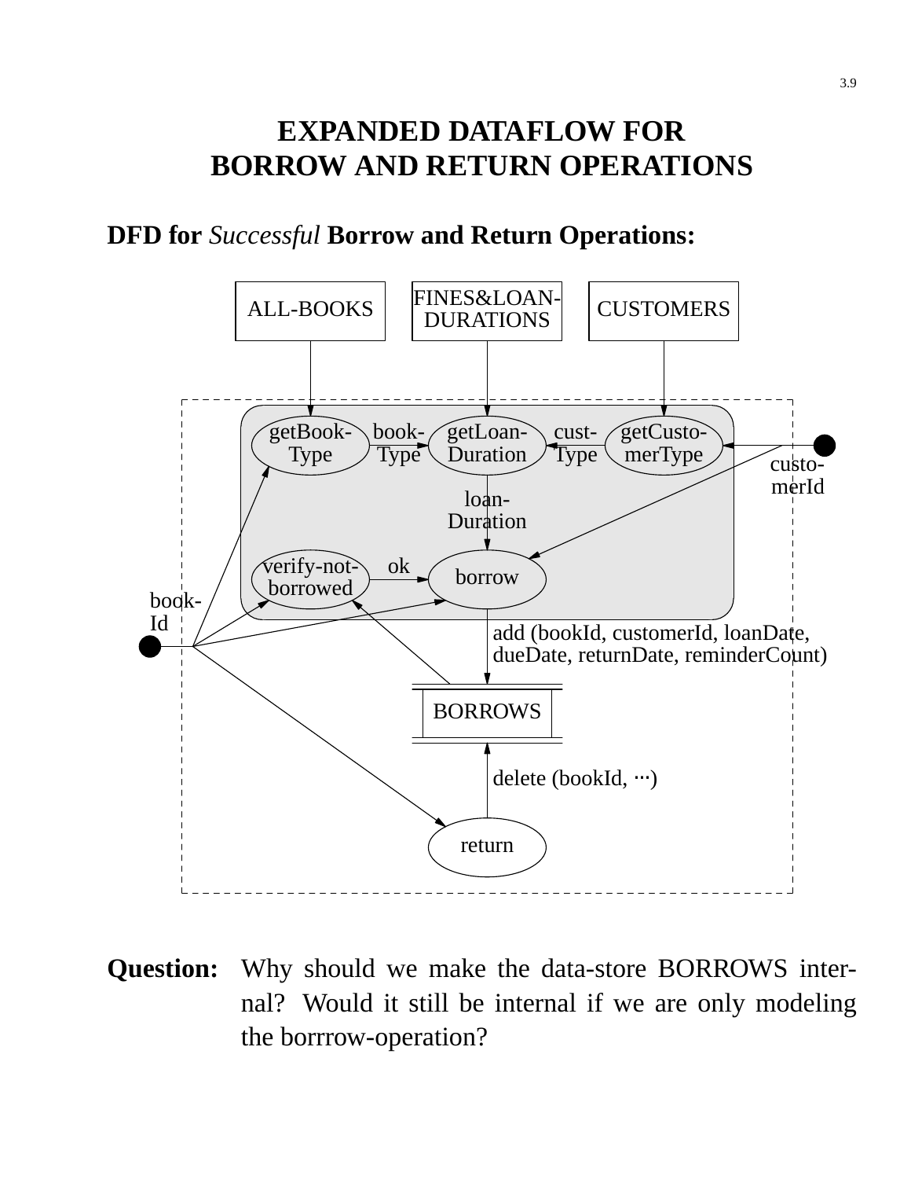# EXPANDED DATAFLOW FOR BORROW AND RETURN OPERATIONS

**DFD for *Successful* Borrow and Return Operations:**

ALL-BOOKS

FINES&LOAN-DURATIONS

CUSTOMERS

getBook-Type

book-Type

getLoan-Duration

cust-Type

getCusto-merType

custo-merId

loan-Duration

verify-not-borrowed

ok

borrow

book-Id

add (bookId, customerId, loanDate, dueDate, returnDate, reminderCount)

BORROWS

delete (bookId, ···)

return

**Question:** Why should we make the data-store BORROWS internal? Would it still be internal if we are only modeling the borrrow-operation?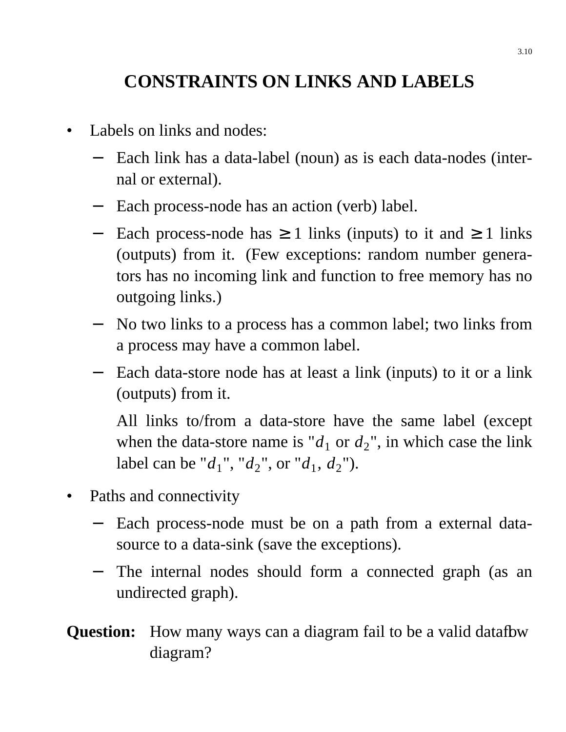# CONSTRAINTS ON LINKS AND LABELS

- Labels on links and nodes:
  - Each link has a data-label (noun) as is each data-nodes (internal or external).
  - Each process-node has an action (verb) label.
  - Each process-node has $\geq 1$ links (inputs) to it and $\geq 1$ links (outputs) from it. (Few exceptions: random number generators has no incoming link and function to free memory has no outgoing links.)
  - No two links to a process has a common label; two links from a process may have a common label.
  - Each data-store node has at least a link (inputs) to it or a link (outputs) from it.

    All links to/from a data-store have the same label (except when the data-store name is "$d_1$ or $d_2$", in which case the link label can be "$d_1$", "$d_2$", or "$d_1$, $d_2$").

- Paths and connectivity
  - Each process-node must be on a path from a external data-source to a data-sink (save the exceptions).
  - The internal nodes should form a connected graph (as an undirected graph).

**Question:** How many ways can a diagram fail to be a valid dataflow diagram?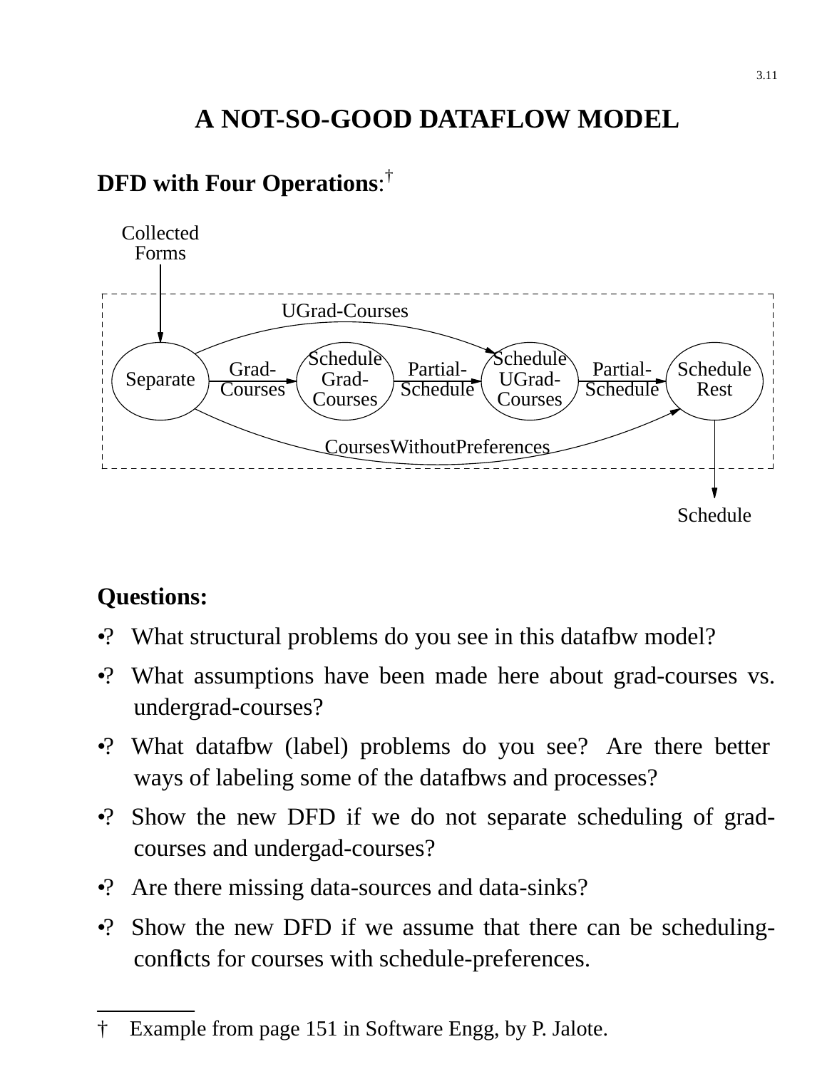# A NOT-SO-GOOD DATAFLOW MODEL

**DFD with Four Operations**:†

Collected Forms

UGrad-Courses

Separate

Grad-Courses

Schedule Grad-Courses

Partial-Schedule

Schedule UGrad-Courses

Partial-Schedule

Schedule Rest

CoursesWithoutPreferences

Schedule

**Questions:**

- ? What structural problems do you see in this dataflow model?
- ? What assumptions have been made here about grad-courses vs. undergrad-courses?
- ? What dataflow (label) problems do you see? Are there better ways of labeling some of the dataflows and processes?
- ? Show the new DFD if we do not separate scheduling of grad-courses and undergad-courses?
- ? Are there missing data-sources and data-sinks?
- ? Show the new DFD if we assume that there can be scheduling-conflicts for courses with schedule-preferences.

† Example from page 151 in Software Engg, by P. Jalote.